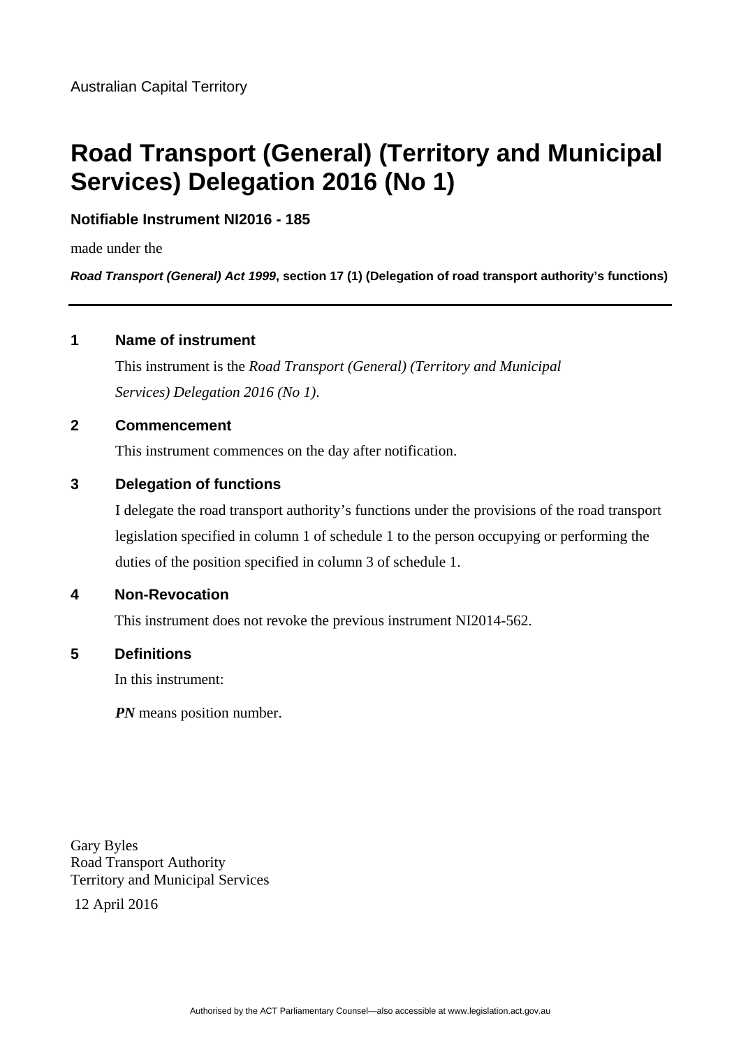Australian Capital Territory

# Road Transport (General) (Territory and Municipal Services) Delegation 2016 (No 1)

**Notifiable Instrument NI2016 - 185**

made under the

***Road Transport (General) Act 1999*, section 17 (1) (Delegation of road transport authority's functions)**

---

## 1 Name of instrument

This instrument is the *Road Transport (General) (Territory and Municipal Services) Delegation 2016 (No 1)*.

## 2 Commencement

This instrument commences on the day after notification.

## 3 Delegation of functions

I delegate the road transport authority's functions under the provisions of the road transport legislation specified in column 1 of schedule 1 to the person occupying or performing the duties of the position specified in column 3 of schedule 1.

## 4 Non-Revocation

This instrument does not revoke the previous instrument NI2014-562.

## 5 Definitions

In this instrument:

***PN*** means position number.

Gary Byles
Road Transport Authority
Territory and Municipal Services

12 April 2016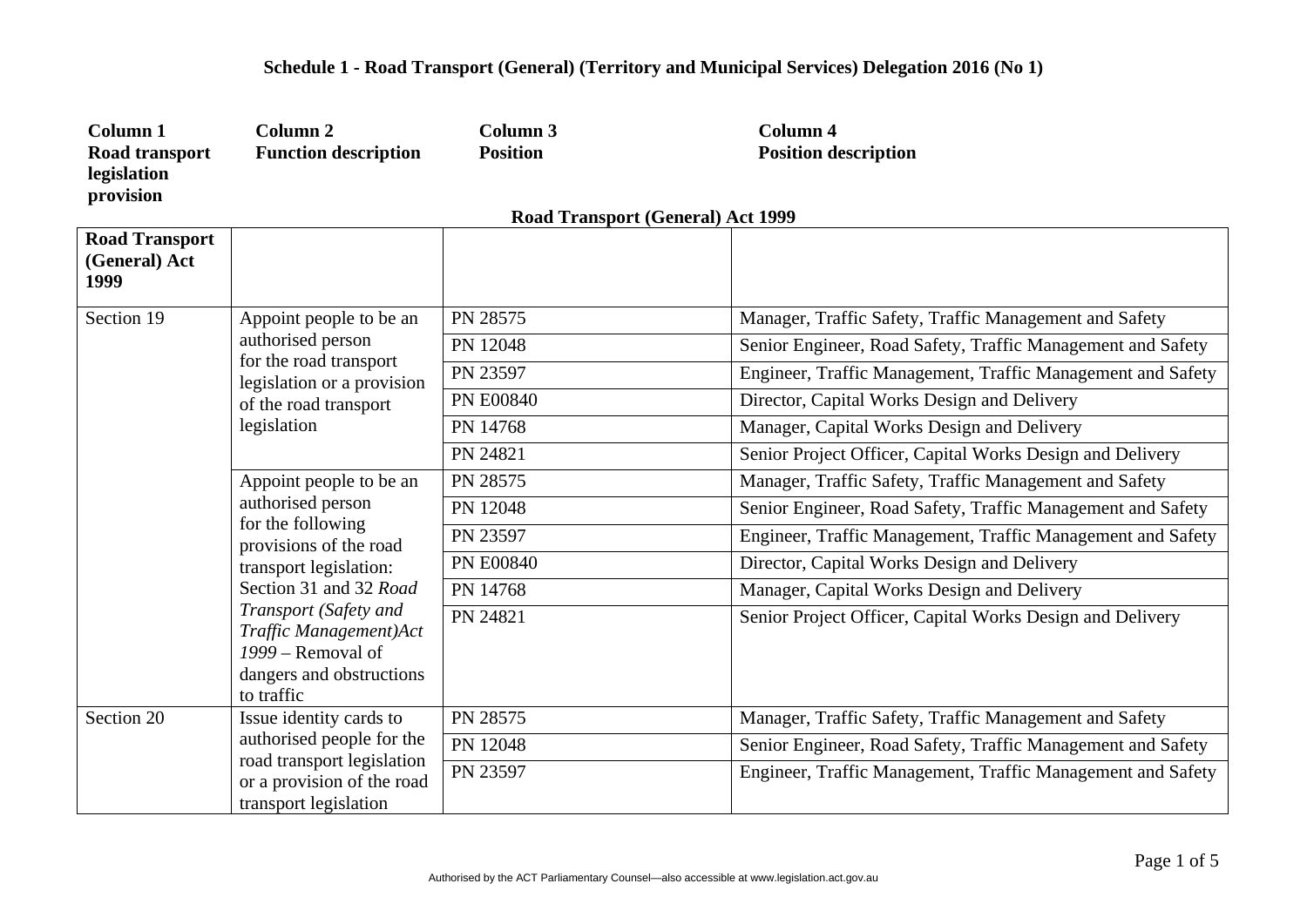**Schedule 1 - Road Transport (General) (Territory and Municipal Services) Delegation 2016 (No 1)**

| Column 1 Road transport legislation provision | Column 2 Function description | Column 3 Position | Column 4 Position description |
|---|---|---|---|
| | | **Road Transport (General) Act 1999** | |
| **Road Transport (General) Act 1999** | | | |
| Section 19 | Appoint people to be an authorised person for the road transport legislation or a provision of the road transport legislation | PN 28575 | Manager, Traffic Safety, Traffic Management and Safety |
| | | PN 12048 | Senior Engineer, Road Safety, Traffic Management and Safety |
| | | PN 23597 | Engineer, Traffic Management, Traffic Management and Safety |
| | | PN E00840 | Director, Capital Works Design and Delivery |
| | | PN 14768 | Manager, Capital Works Design and Delivery |
| | | PN 24821 | Senior Project Officer, Capital Works Design and Delivery |
| | Appoint people to be an authorised person for the following provisions of the road transport legislation: Section 31 and 32 *Road Transport (Safety and Traffic Management)Act 1999* – Removal of dangers and obstructions to traffic | PN 28575 | Manager, Traffic Safety, Traffic Management and Safety |
| | | PN 12048 | Senior Engineer, Road Safety, Traffic Management and Safety |
| | | PN 23597 | Engineer, Traffic Management, Traffic Management and Safety |
| | | PN E00840 | Director, Capital Works Design and Delivery |
| | | PN 14768 | Manager, Capital Works Design and Delivery |
| | | PN 24821 | Senior Project Officer, Capital Works Design and Delivery |
| Section 20 | Issue identity cards to authorised people for the road transport legislation or a provision of the road transport legislation | PN 28575 | Manager, Traffic Safety, Traffic Management and Safety |
| | | PN 12048 | Senior Engineer, Road Safety, Traffic Management and Safety |
| | | PN 23597 | Engineer, Traffic Management, Traffic Management and Safety |

Authorised by the ACT Parliamentary Counsel—also accessible at www.legislation.act.gov.au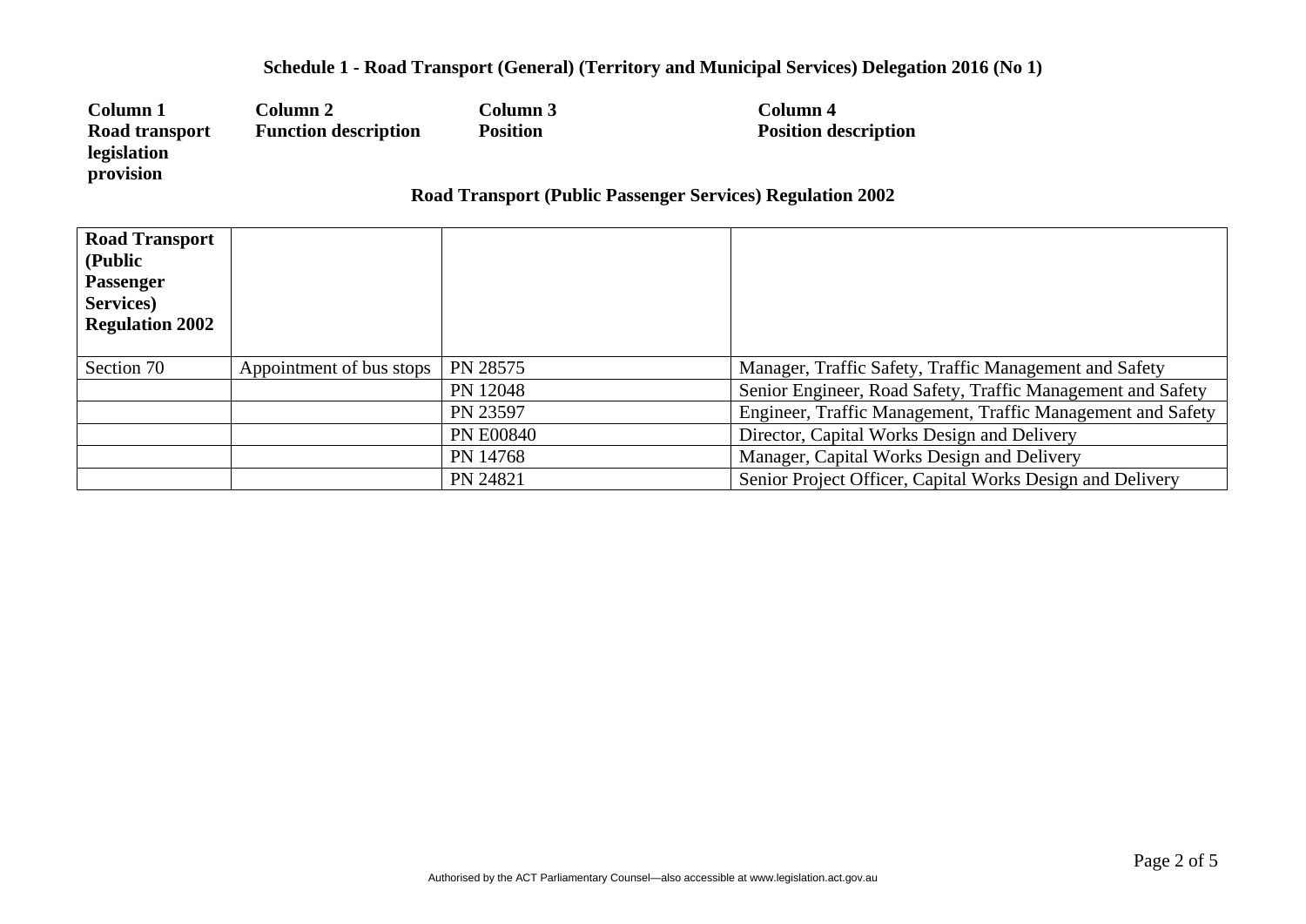**Schedule 1 - Road Transport (General) (Territory and Municipal Services) Delegation 2016 (No 1)**

**Road Transport (Public Passenger Services) Regulation 2002**

| Column 1 Road transport legislation provision | Column 2 Function description | Column 3 Position | Column 4 Position description |
|---|---|---|---|
| **Road Transport (Public Passenger Services) Regulation 2002** | | | |
| Section 70 | Appointment of bus stops | PN 28575 | Manager, Traffic Safety, Traffic Management and Safety |
| | | PN 12048 | Senior Engineer, Road Safety, Traffic Management and Safety |
| | | PN 23597 | Engineer, Traffic Management, Traffic Management and Safety |
| | | PN E00840 | Director, Capital Works Design and Delivery |
| | | PN 14768 | Manager, Capital Works Design and Delivery |
| | | PN 24821 | Senior Project Officer, Capital Works Design and Delivery |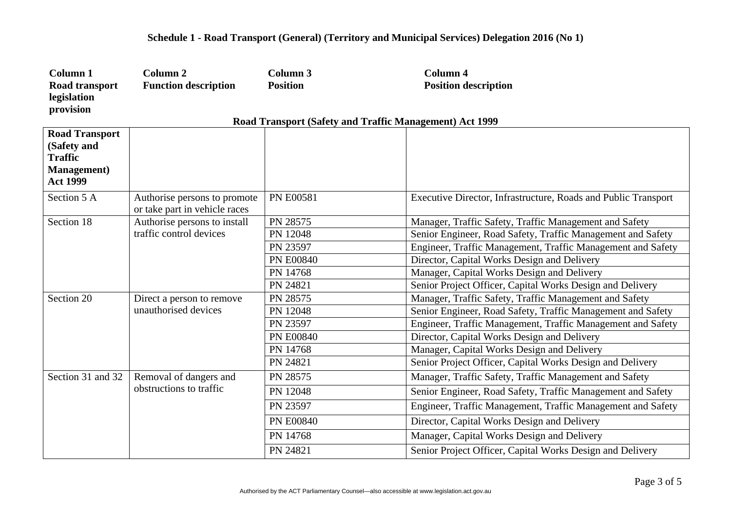**Schedule 1 - Road Transport (General) (Territory and Municipal Services) Delegation 2016 (No 1)**

| Column 1 Road transport legislation provision | Column 2 Function description | Column 3 Position | Column 4 Position description |
|---|---|---|---|
| **Road Transport (Safety and Traffic Management) Act 1999** | | | |
| **Road Transport (Safety and Traffic Management) Act 1999** | | | |
| Section 5 A | Authorise persons to promote or take part in vehicle races | PN E00581 | Executive Director, Infrastructure, Roads and Public Transport |
| Section 18 | Authorise persons to install traffic control devices | PN 28575 | Manager, Traffic Safety, Traffic Management and Safety |
| | | PN 12048 | Senior Engineer, Road Safety, Traffic Management and Safety |
| | | PN 23597 | Engineer, Traffic Management, Traffic Management and Safety |
| | | PN E00840 | Director, Capital Works Design and Delivery |
| | | PN 14768 | Manager, Capital Works Design and Delivery |
| | | PN 24821 | Senior Project Officer, Capital Works Design and Delivery |
| Section 20 | Direct a person to remove unauthorised devices | PN 28575 | Manager, Traffic Safety, Traffic Management and Safety |
| | | PN 12048 | Senior Engineer, Road Safety, Traffic Management and Safety |
| | | PN 23597 | Engineer, Traffic Management, Traffic Management and Safety |
| | | PN E00840 | Director, Capital Works Design and Delivery |
| | | PN 14768 | Manager, Capital Works Design and Delivery |
| | | PN 24821 | Senior Project Officer, Capital Works Design and Delivery |
| Section 31 and 32 | Removal of dangers and obstructions to traffic | PN 28575 | Manager, Traffic Safety, Traffic Management and Safety |
| | | PN 12048 | Senior Engineer, Road Safety, Traffic Management and Safety |
| | | PN 23597 | Engineer, Traffic Management, Traffic Management and Safety |
| | | PN E00840 | Director, Capital Works Design and Delivery |
| | | PN 14768 | Manager, Capital Works Design and Delivery |
| | | PN 24821 | Senior Project Officer, Capital Works Design and Delivery |

Authorised by the ACT Parliamentary Counsel—also accessible at www.legislation.act.gov.au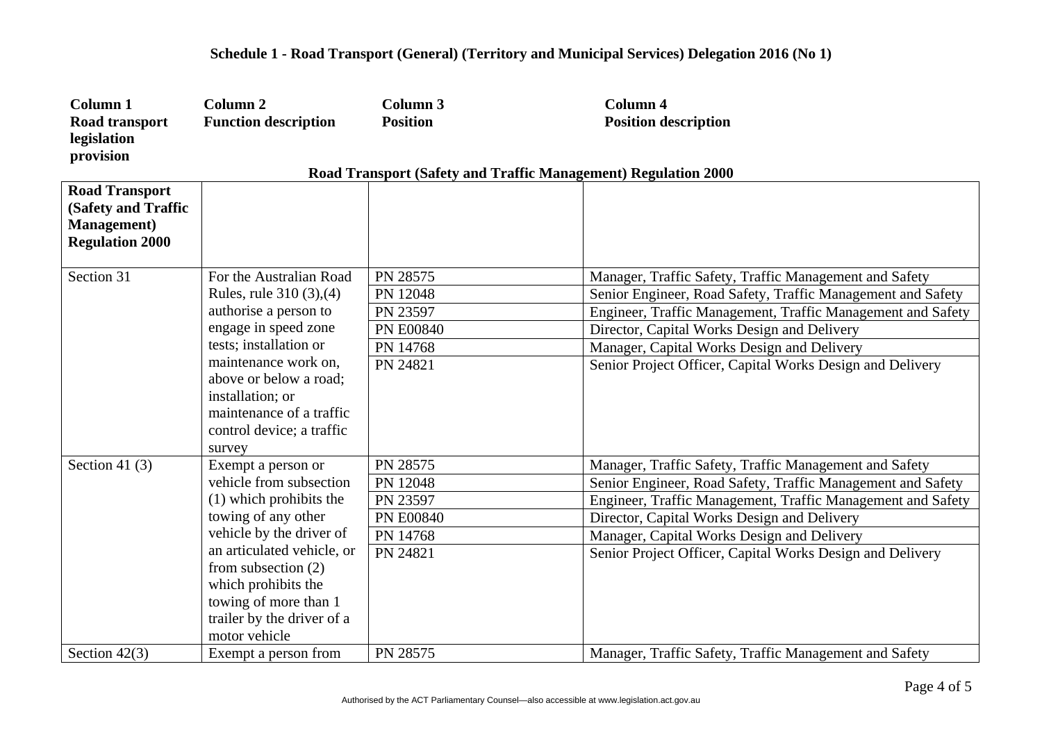**Schedule 1 - Road Transport (General) (Territory and Municipal Services) Delegation 2016 (No 1)**

**Road Transport (Safety and Traffic Management) Regulation 2000**

| Column 1 Road transport legislation provision | Column 2 Function description | Column 3 Position | Column 4 Position description |
|---|---|---|---|
| **Road Transport (Safety and Traffic Management) Regulation 2000** | | | |
| Section 31 | For the Australian Road Rules, rule 310 (3),(4) authorise a person to engage in speed zone tests; installation or maintenance work on, above or below a road; installation; or maintenance of a traffic control device; a traffic survey | PN 28575 | Manager, Traffic Safety, Traffic Management and Safety |
| | | PN 12048 | Senior Engineer, Road Safety, Traffic Management and Safety |
| | | PN 23597 | Engineer, Traffic Management, Traffic Management and Safety |
| | | PN E00840 | Director, Capital Works Design and Delivery |
| | | PN 14768 | Manager, Capital Works Design and Delivery |
| | | PN 24821 | Senior Project Officer, Capital Works Design and Delivery |
| Section 41 (3) | Exempt a person or vehicle from subsection (1) which prohibits the towing of any other vehicle by the driver of an articulated vehicle, or from subsection (2) which prohibits the towing of more than 1 trailer by the driver of a motor vehicle | PN 28575 | Manager, Traffic Safety, Traffic Management and Safety |
| | | PN 12048 | Senior Engineer, Road Safety, Traffic Management and Safety |
| | | PN 23597 | Engineer, Traffic Management, Traffic Management and Safety |
| | | PN E00840 | Director, Capital Works Design and Delivery |
| | | PN 14768 | Manager, Capital Works Design and Delivery |
| | | PN 24821 | Senior Project Officer, Capital Works Design and Delivery |
| Section 42(3) | Exempt a person from | PN 28575 | Manager, Traffic Safety, Traffic Management and Safety |

Authorised by the ACT Parliamentary Counsel—also accessible at www.legislation.act.gov.au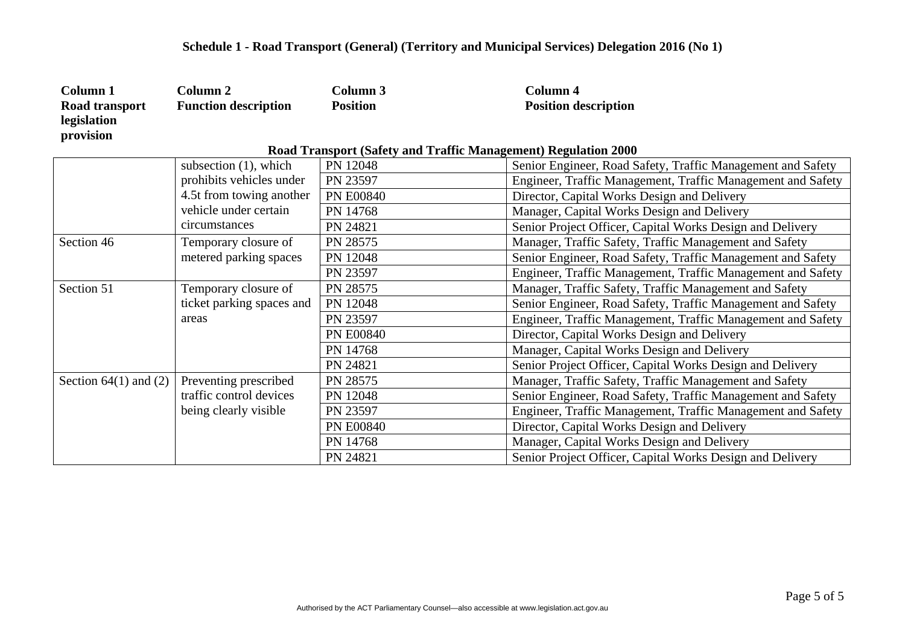**Schedule 1 - Road Transport (General) (Territory and Municipal Services) Delegation 2016 (No 1)**

| Column 1 Road transport legislation provision | Column 2 Function description | Column 3 Position | Column 4 Position description |
|---|---|---|---|
| **Road Transport (Safety and Traffic Management) Regulation 2000** | | | |
| | subsection (1), which prohibits vehicles under 4.5t from towing another vehicle under certain circumstances | PN 12048 | Senior Engineer, Road Safety, Traffic Management and Safety |
| | | PN 23597 | Engineer, Traffic Management, Traffic Management and Safety |
| | | PN E00840 | Director, Capital Works Design and Delivery |
| | | PN 14768 | Manager, Capital Works Design and Delivery |
| | | PN 24821 | Senior Project Officer, Capital Works Design and Delivery |
| Section 46 | Temporary closure of metered parking spaces | PN 28575 | Manager, Traffic Safety, Traffic Management and Safety |
| | | PN 12048 | Senior Engineer, Road Safety, Traffic Management and Safety |
| | | PN 23597 | Engineer, Traffic Management, Traffic Management and Safety |
| Section 51 | Temporary closure of ticket parking spaces and areas | PN 28575 | Manager, Traffic Safety, Traffic Management and Safety |
| | | PN 12048 | Senior Engineer, Road Safety, Traffic Management and Safety |
| | | PN 23597 | Engineer, Traffic Management, Traffic Management and Safety |
| | | PN E00840 | Director, Capital Works Design and Delivery |
| | | PN 14768 | Manager, Capital Works Design and Delivery |
| | | PN 24821 | Senior Project Officer, Capital Works Design and Delivery |
| Section 64(1) and (2) | Preventing prescribed traffic control devices being clearly visible | PN 28575 | Manager, Traffic Safety, Traffic Management and Safety |
| | | PN 12048 | Senior Engineer, Road Safety, Traffic Management and Safety |
| | | PN 23597 | Engineer, Traffic Management, Traffic Management and Safety |
| | | PN E00840 | Director, Capital Works Design and Delivery |
| | | PN 14768 | Manager, Capital Works Design and Delivery |
| | | PN 24821 | Senior Project Officer, Capital Works Design and Delivery |